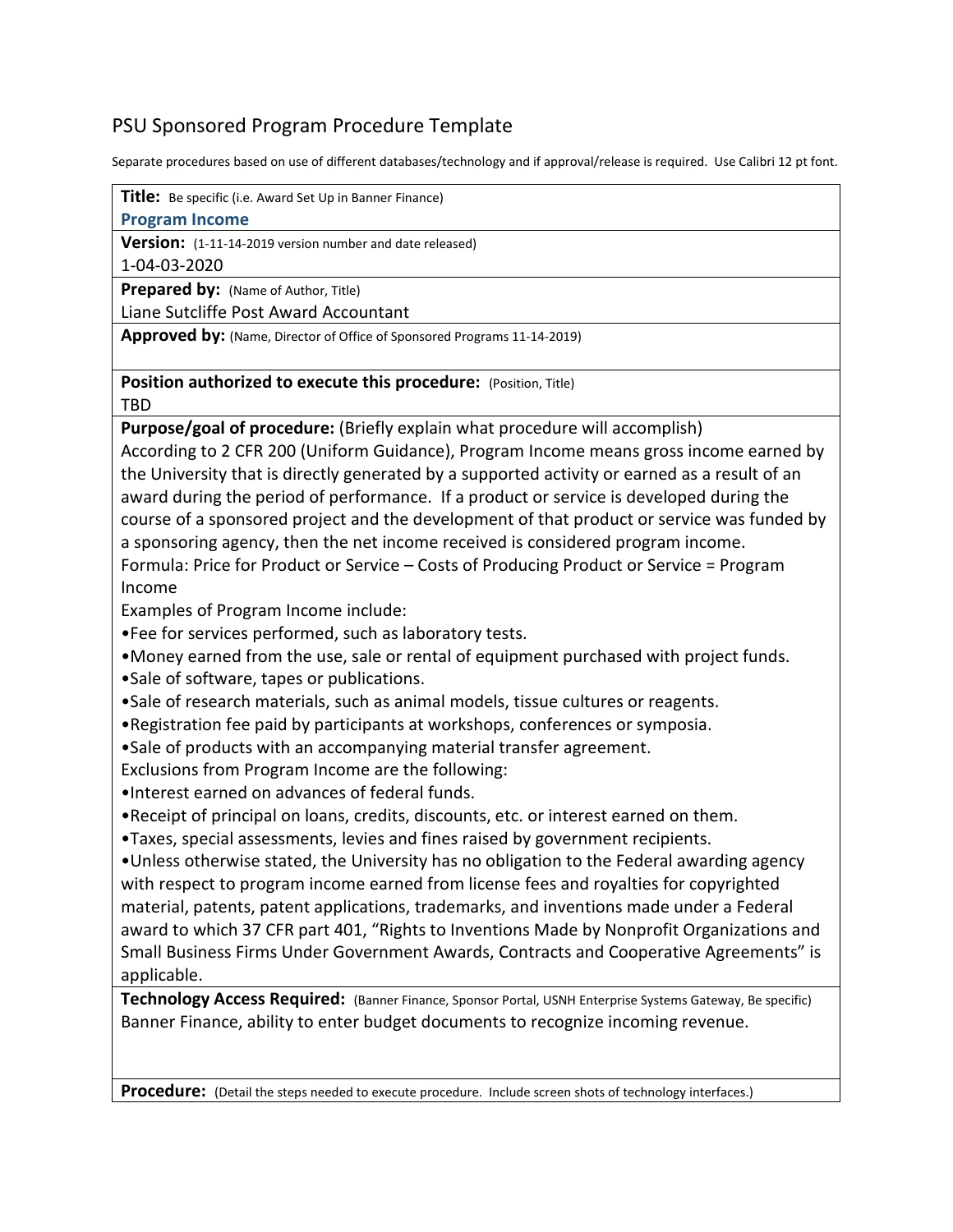# PSU Sponsored Program Procedure Template

Separate procedures based on use of different databases/technology and if approval/release is required. Use Calibri 12 pt font.

**Title:** Be specific (i.e. Award Set Up in Banner Finance)

**Program Income**

**Version:** (1-11-14-2019 version number and date released)

1-04-03-2020

**Prepared by:** (Name of Author, Title)

Liane Sutcliffe Post Award Accountant

**Approved by:** (Name, Director of Office of Sponsored Programs 11-14-2019)

**Position authorized to execute this procedure:** (Position, Title)

TBD

**Purpose/goal of procedure:** (Briefly explain what procedure will accomplish)

According to 2 CFR 200 (Uniform Guidance), Program Income means gross income earned by the University that is directly generated by a supported activity or earned as a result of an award during the period of performance. If a product or service is developed during the course of a sponsored project and the development of that product or service was funded by a sponsoring agency, then the net income received is considered program income.

Formula: Price for Product or Service – Costs of Producing Product or Service = Program Income

Examples of Program Income include:

- Fee for services performed, such as laboratory tests.
- Money earned from the use, sale or rental of equipment purchased with project funds.
- Sale of software, tapes or publications.
- Sale of research materials, such as animal models, tissue cultures or reagents.
- Registration fee paid by participants at workshops, conferences or symposia.
- Sale of products with an accompanying material transfer agreement.

Exclusions from Program Income are the following:

- Interest earned on advances of federal funds.
- Receipt of principal on loans, credits, discounts, etc. or interest earned on them.
- Taxes, special assessments, levies and fines raised by government recipients.
- Unless otherwise stated, the University has no obligation to the Federal awarding agency with respect to program income earned from license fees and royalties for copyrighted material, patents, patent applications, trademarks, and inventions made under a Federal award to which 37 CFR part 401, "Rights to Inventions Made by Nonprofit Organizations and Small Business Firms Under Government Awards, Contracts and Cooperative Agreements" is applicable.

**Technology Access Required:** (Banner Finance, Sponsor Portal, USNH Enterprise Systems Gateway, Be specific)

Banner Finance, ability to enter budget documents to recognize incoming revenue.

**Procedure:** (Detail the steps needed to execute procedure. Include screen shots of technology interfaces.)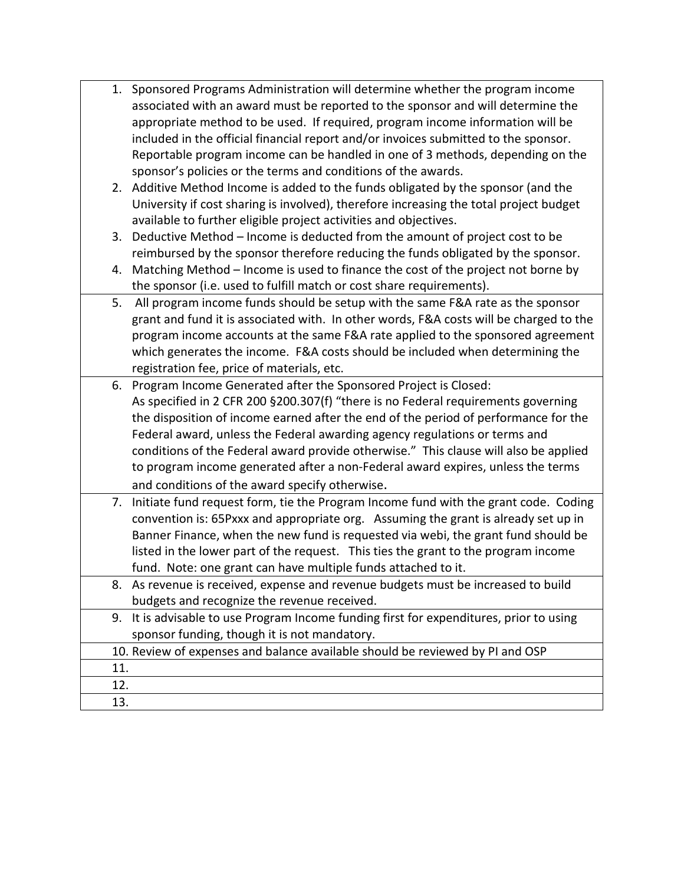| |
|---|
| 1. Sponsored Programs Administration will determine whether the program income associated with an award must be reported to the sponsor and will determine the appropriate method to be used. If required, program income information will be included in the official financial report and/or invoices submitted to the sponsor. Reportable program income can be handled in one of 3 methods, depending on the sponsor's policies or the terms and conditions of the awards.<br>2. Additive Method Income is added to the funds obligated by the sponsor (and the University if cost sharing is involved), therefore increasing the total project budget available to further eligible project activities and objectives.<br>3. Deductive Method – Income is deducted from the amount of project cost to be reimbursed by the sponsor therefore reducing the funds obligated by the sponsor.<br>4. Matching Method – Income is used to finance the cost of the project not borne by the sponsor (i.e. used to fulfill match or cost share requirements). |
| 5. All program income funds should be setup with the same F&A rate as the sponsor grant and fund it is associated with. In other words, F&A costs will be charged to the program income accounts at the same F&A rate applied to the sponsored agreement which generates the income. F&A costs should be included when determining the registration fee, price of materials, etc. |
| 6. Program Income Generated after the Sponsored Project is Closed:<br>As specified in 2 CFR 200 §200.307(f) "there is no Federal requirements governing the disposition of income earned after the end of the period of performance for the Federal award, unless the Federal awarding agency regulations or terms and conditions of the Federal award provide otherwise." This clause will also be applied to program income generated after a non-Federal award expires, unless the terms and conditions of the award specify otherwise. |
| 7. Initiate fund request form, tie the Program Income fund with the grant code. Coding convention is: 65Pxxx and appropriate org. Assuming the grant is already set up in Banner Finance, when the new fund is requested via webi, the grant fund should be listed in the lower part of the request. This ties the grant to the program income fund. Note: one grant can have multiple funds attached to it. |
| 8. As revenue is received, expense and revenue budgets must be increased to build budgets and recognize the revenue received. |
| 9. It is advisable to use Program Income funding first for expenditures, prior to using sponsor funding, though it is not mandatory. |
| 10. Review of expenses and balance available should be reviewed by PI and OSP |
| 11. |
| 12. |
| 13. |